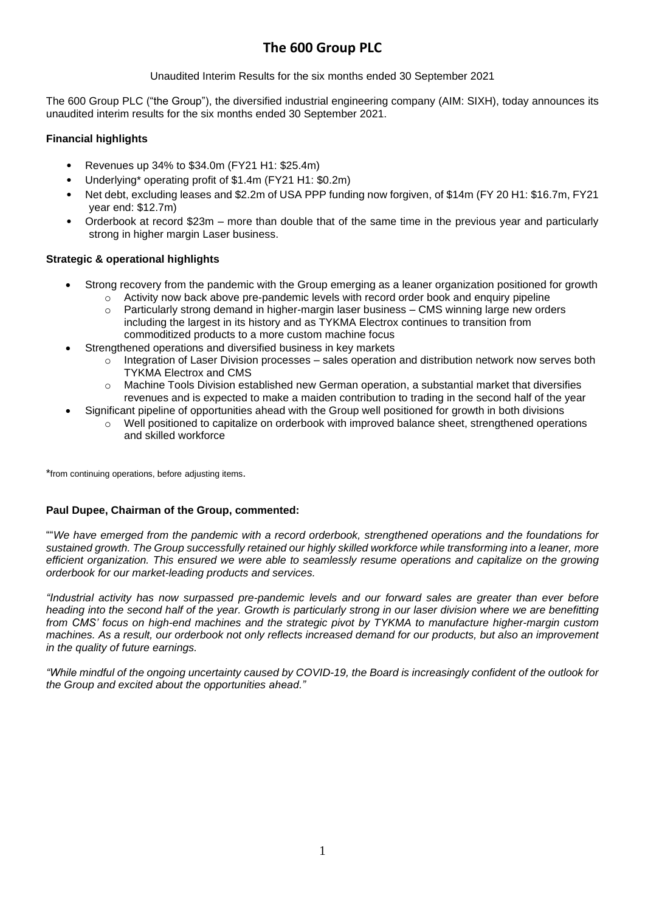# The 600 Group PLC

Unaudited Interim Results for the six months ended 30 September 2021

The 600 Group PLC ("the Group"), the diversified industrial engineering company (AIM: SIXH), today announces its unaudited interim results for the six months ended 30 September 2021.

**Financial highlights**

- Revenues up 34% to $34.0m (FY21 H1: $25.4m)
- Underlying* operating profit of $1.4m (FY21 H1: $0.2m)
- Net debt, excluding leases and $2.2m of USA PPP funding now forgiven, of $14m (FY 20 H1: $16.7m, FY21 year end: $12.7m)
- Orderbook at record $23m – more than double that of the same time in the previous year and particularly strong in higher margin Laser business.

**Strategic & operational highlights**

- Strong recovery from the pandemic with the Group emerging as a leaner organization positioned for growth
  - Activity now back above pre-pandemic levels with record order book and enquiry pipeline
  - Particularly strong demand in higher-margin laser business – CMS winning large new orders including the largest in its history and as TYKMA Electrox continues to transition from commoditized products to a more custom machine focus
- Strengthened operations and diversified business in key markets
  - Integration of Laser Division processes – sales operation and distribution network now serves both TYKMA Electrox and CMS
  - Machine Tools Division established new German operation, a substantial market that diversifies revenues and is expected to make a maiden contribution to trading in the second half of the year
- Significant pipeline of opportunities ahead with the Group well positioned for growth in both divisions
  - Well positioned to capitalize on orderbook with improved balance sheet, strengthened operations and skilled workforce

*from continuing operations, before adjusting items.

**Paul Dupee, Chairman of the Group, commented:**

""*We have emerged from the pandemic with a record orderbook, strengthened operations and the foundations for sustained growth. The Group successfully retained our highly skilled workforce while transforming into a leaner, more efficient organization. This ensured we were able to seamlessly resume operations and capitalize on the growing orderbook for our market-leading products and services.*

*"Industrial activity has now surpassed pre-pandemic levels and our forward sales are greater than ever before heading into the second half of the year. Growth is particularly strong in our laser division where we are benefitting from CMS' focus on high-end machines and the strategic pivot by TYKMA to manufacture higher-margin custom machines. As a result, our orderbook not only reflects increased demand for our products, but also an improvement in the quality of future earnings.*

*"While mindful of the ongoing uncertainty caused by COVID-19, the Board is increasingly confident of the outlook for the Group and excited about the opportunities ahead."*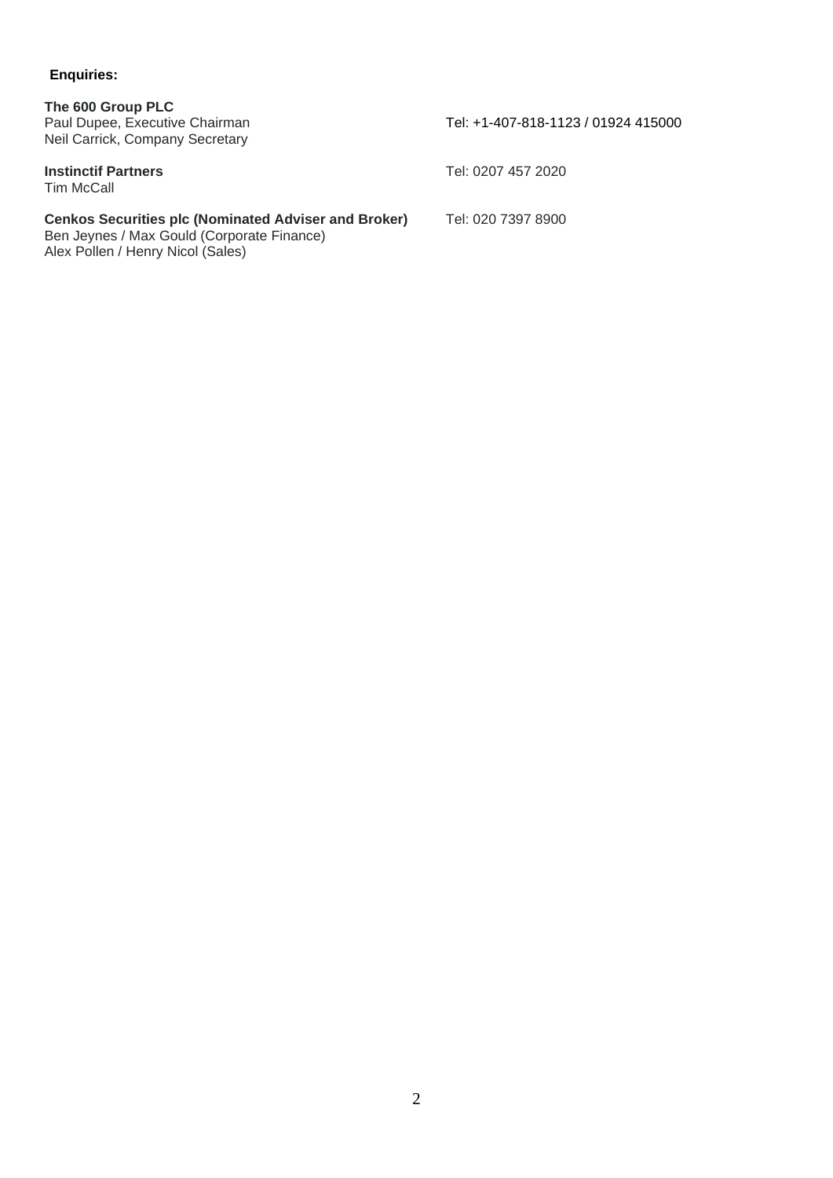**Enquiries:**

**The 600 Group PLC**
Paul Dupee, Executive Chairman — Tel: +1-407-818-1123 / 01924 415000
Neil Carrick, Company Secretary

**Instinctif Partners** — Tel: 0207 457 2020
Tim McCall

**Cenkos Securities plc (Nominated Adviser and Broker)** — Tel: 020 7397 8900
Ben Jeynes / Max Gould (Corporate Finance)
Alex Pollen / Henry Nicol (Sales)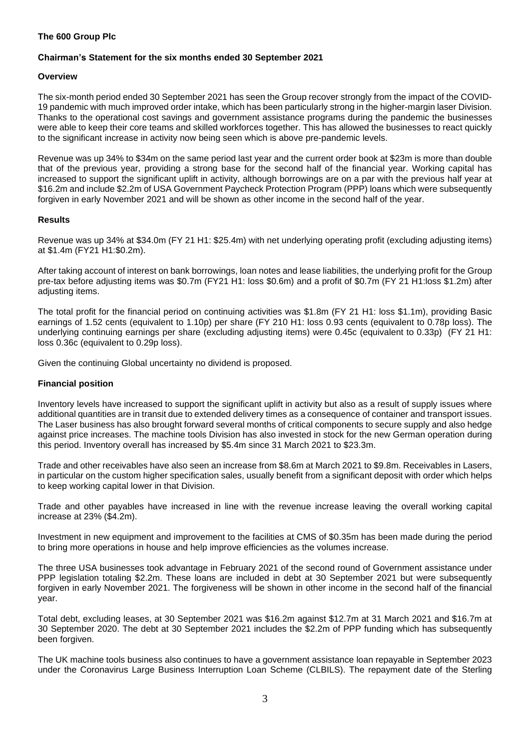**The 600 Group Plc**

**Chairman's Statement for the six months ended 30 September 2021**

**Overview**

The six-month period ended 30 September 2021 has seen the Group recover strongly from the impact of the COVID-19 pandemic with much improved order intake, which has been particularly strong in the higher-margin laser Division. Thanks to the operational cost savings and government assistance programs during the pandemic the businesses were able to keep their core teams and skilled workforces together. This has allowed the businesses to react quickly to the significant increase in activity now being seen which is above pre-pandemic levels.

Revenue was up 34% to $34m on the same period last year and the current order book at $23m is more than double that of the previous year, providing a strong base for the second half of the financial year. Working capital has increased to support the significant uplift in activity, although borrowings are on a par with the previous half year at $16.2m and include $2.2m of USA Government Paycheck Protection Program (PPP) loans which were subsequently forgiven in early November 2021 and will be shown as other income in the second half of the year.

**Results**

Revenue was up 34% at $34.0m (FY 21 H1: $25.4m) with net underlying operating profit (excluding adjusting items) at $1.4m (FY21 H1:$0.2m).

After taking account of interest on bank borrowings, loan notes and lease liabilities, the underlying profit for the Group pre-tax before adjusting items was $0.7m (FY21 H1: loss $0.6m) and a profit of $0.7m (FY 21 H1:loss $1.2m) after adjusting items.

The total profit for the financial period on continuing activities was $1.8m (FY 21 H1: loss $1.1m), providing Basic earnings of 1.52 cents (equivalent to 1.10p) per share (FY 210 H1: loss 0.93 cents (equivalent to 0.78p loss). The underlying continuing earnings per share (excluding adjusting items) were 0.45c (equivalent to 0.33p) (FY 21 H1: loss 0.36c (equivalent to 0.29p loss).

Given the continuing Global uncertainty no dividend is proposed.

**Financial position**

Inventory levels have increased to support the significant uplift in activity but also as a result of supply issues where additional quantities are in transit due to extended delivery times as a consequence of container and transport issues. The Laser business has also brought forward several months of critical components to secure supply and also hedge against price increases. The machine tools Division has also invested in stock for the new German operation during this period. Inventory overall has increased by $5.4m since 31 March 2021 to $23.3m.

Trade and other receivables have also seen an increase from $8.6m at March 2021 to $9.8m. Receivables in Lasers, in particular on the custom higher specification sales, usually benefit from a significant deposit with order which helps to keep working capital lower in that Division.

Trade and other payables have increased in line with the revenue increase leaving the overall working capital increase at 23% ($4.2m).

Investment in new equipment and improvement to the facilities at CMS of $0.35m has been made during the period to bring more operations in house and help improve efficiencies as the volumes increase.

The three USA businesses took advantage in February 2021 of the second round of Government assistance under PPP legislation totaling $2.2m. These loans are included in debt at 30 September 2021 but were subsequently forgiven in early November 2021. The forgiveness will be shown in other income in the second half of the financial year.

Total debt, excluding leases, at 30 September 2021 was $16.2m against $12.7m at 31 March 2021 and $16.7m at 30 September 2020. The debt at 30 September 2021 includes the $2.2m of PPP funding which has subsequently been forgiven.

The UK machine tools business also continues to have a government assistance loan repayable in September 2023 under the Coronavirus Large Business Interruption Loan Scheme (CLBILS). The repayment date of the Sterling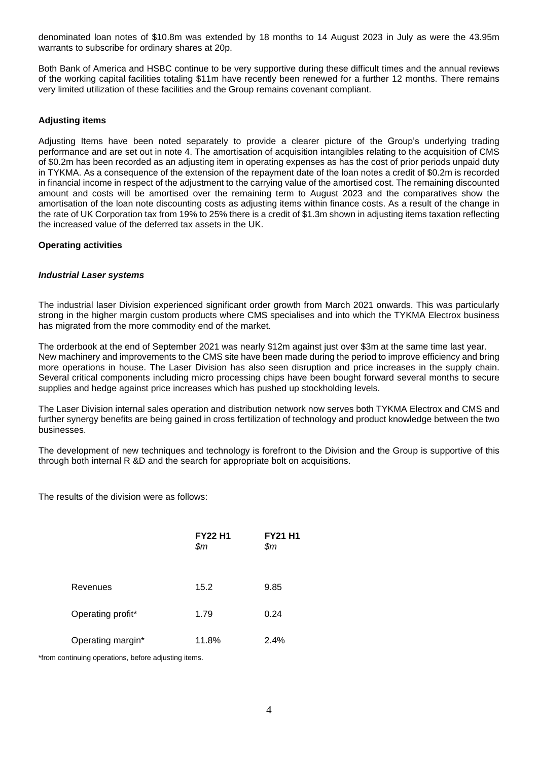denominated loan notes of $10.8m was extended by 18 months to 14 August 2023 in July as were the 43.95m warrants to subscribe for ordinary shares at 20p.

Both Bank of America and HSBC continue to be very supportive during these difficult times and the annual reviews of the working capital facilities totaling $11m have recently been renewed for a further 12 months. There remains very limited utilization of these facilities and the Group remains covenant compliant.

**Adjusting items**

Adjusting Items have been noted separately to provide a clearer picture of the Group's underlying trading performance and are set out in note 4. The amortisation of acquisition intangibles relating to the acquisition of CMS of $0.2m has been recorded as an adjusting item in operating expenses as has the cost of prior periods unpaid duty in TYKMA. As a consequence of the extension of the repayment date of the loan notes a credit of $0.2m is recorded in financial income in respect of the adjustment to the carrying value of the amortised cost. The remaining discounted amount and costs will be amortised over the remaining term to August 2023 and the comparatives show the amortisation of the loan note discounting costs as adjusting items within finance costs. As a result of the change in the rate of UK Corporation tax from 19% to 25% there is a credit of $1.3m shown in adjusting items taxation reflecting the increased value of the deferred tax assets in the UK.

**Operating activities**

***Industrial Laser systems***

The industrial laser Division experienced significant order growth from March 2021 onwards. This was particularly strong in the higher margin custom products where CMS specialises and into which the TYKMA Electrox business has migrated from the more commodity end of the market.

The orderbook at the end of September 2021 was nearly $12m against just over $3m at the same time last year.
New machinery and improvements to the CMS site have been made during the period to improve efficiency and bring more operations in house. The Laser Division has also seen disruption and price increases in the supply chain. Several critical components including micro processing chips have been bought forward several months to secure supplies and hedge against price increases which has pushed up stockholding levels.

The Laser Division internal sales operation and distribution network now serves both TYKMA Electrox and CMS and further synergy benefits are being gained in cross fertilization of technology and product knowledge between the two businesses.

The development of new techniques and technology is forefront to the Division and the Group is supportive of this through both internal R &D and the search for appropriate bolt on acquisitions.

The results of the division were as follows:

| | **FY22 H1** *$m* | **FY21 H1** *$m* |
|---|---|---|
| Revenues | 15.2 | 9.85 |
| Operating profit* | 1.79 | 0.24 |
| Operating margin* | 11.8% | 2.4% |

*from continuing operations, before adjusting items.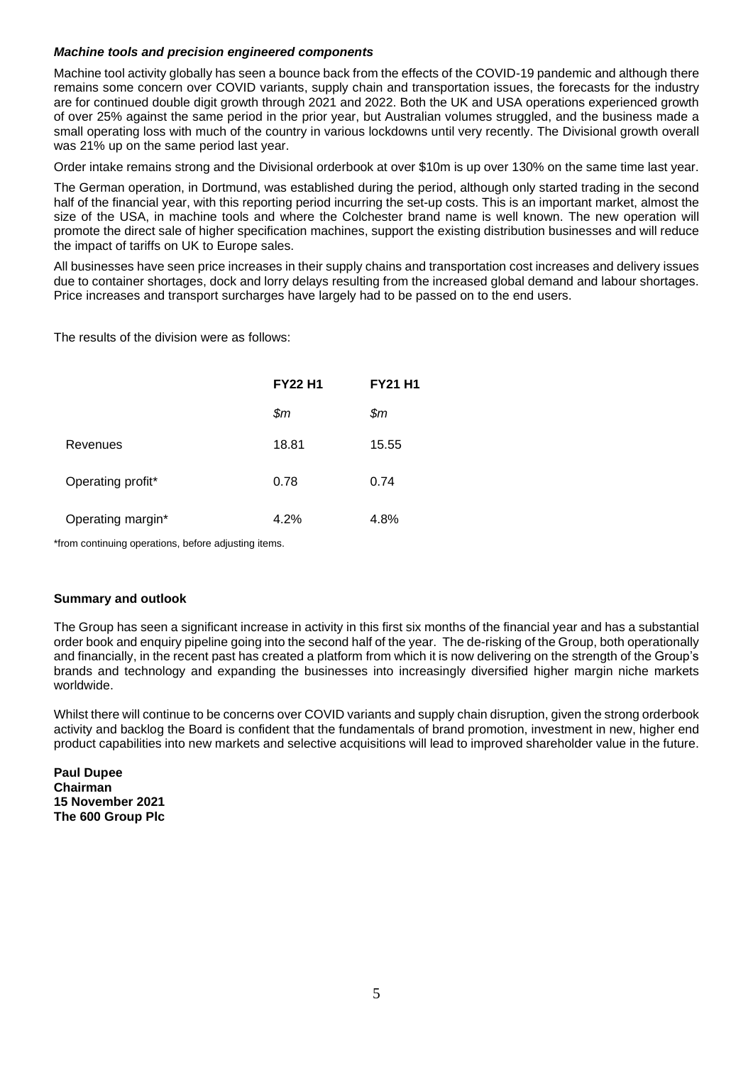***Machine tools and precision engineered components***

Machine tool activity globally has seen a bounce back from the effects of the COVID-19 pandemic and although there remains some concern over COVID variants, supply chain and transportation issues, the forecasts for the industry are for continued double digit growth through 2021 and 2022. Both the UK and USA operations experienced growth of over 25% against the same period in the prior year, but Australian volumes struggled, and the business made a small operating loss with much of the country in various lockdowns until very recently. The Divisional growth overall was 21% up on the same period last year.

Order intake remains strong and the Divisional orderbook at over $10m is up over 130% on the same time last year.

The German operation, in Dortmund, was established during the period, although only started trading in the second half of the financial year, with this reporting period incurring the set-up costs. This is an important market, almost the size of the USA, in machine tools and where the Colchester brand name is well known. The new operation will promote the direct sale of higher specification machines, support the existing distribution businesses and will reduce the impact of tariffs on UK to Europe sales.

All businesses have seen price increases in their supply chains and transportation cost increases and delivery issues due to container shortages, dock and lorry delays resulting from the increased global demand and labour shortages. Price increases and transport surcharges have largely had to be passed on to the end users.

The results of the division were as follows:

| | **FY22 H1** | **FY21 H1** |
|---|---|---|
| | *$m* | *$m* |
| Revenues | 18.81 | 15.55 |
| Operating profit* | 0.78 | 0.74 |
| Operating margin* | 4.2% | 4.8% |

*from continuing operations, before adjusting items.

**Summary and outlook**

The Group has seen a significant increase in activity in this first six months of the financial year and has a substantial order book and enquiry pipeline going into the second half of the year. The de-risking of the Group, both operationally and financially, in the recent past has created a platform from which it is now delivering on the strength of the Group's brands and technology and expanding the businesses into increasingly diversified higher margin niche markets worldwide.

Whilst there will continue to be concerns over COVID variants and supply chain disruption, given the strong orderbook activity and backlog the Board is confident that the fundamentals of brand promotion, investment in new, higher end product capabilities into new markets and selective acquisitions will lead to improved shareholder value in the future.

**Paul Dupee**
**Chairman**
**15 November 2021**
**The 600 Group Plc**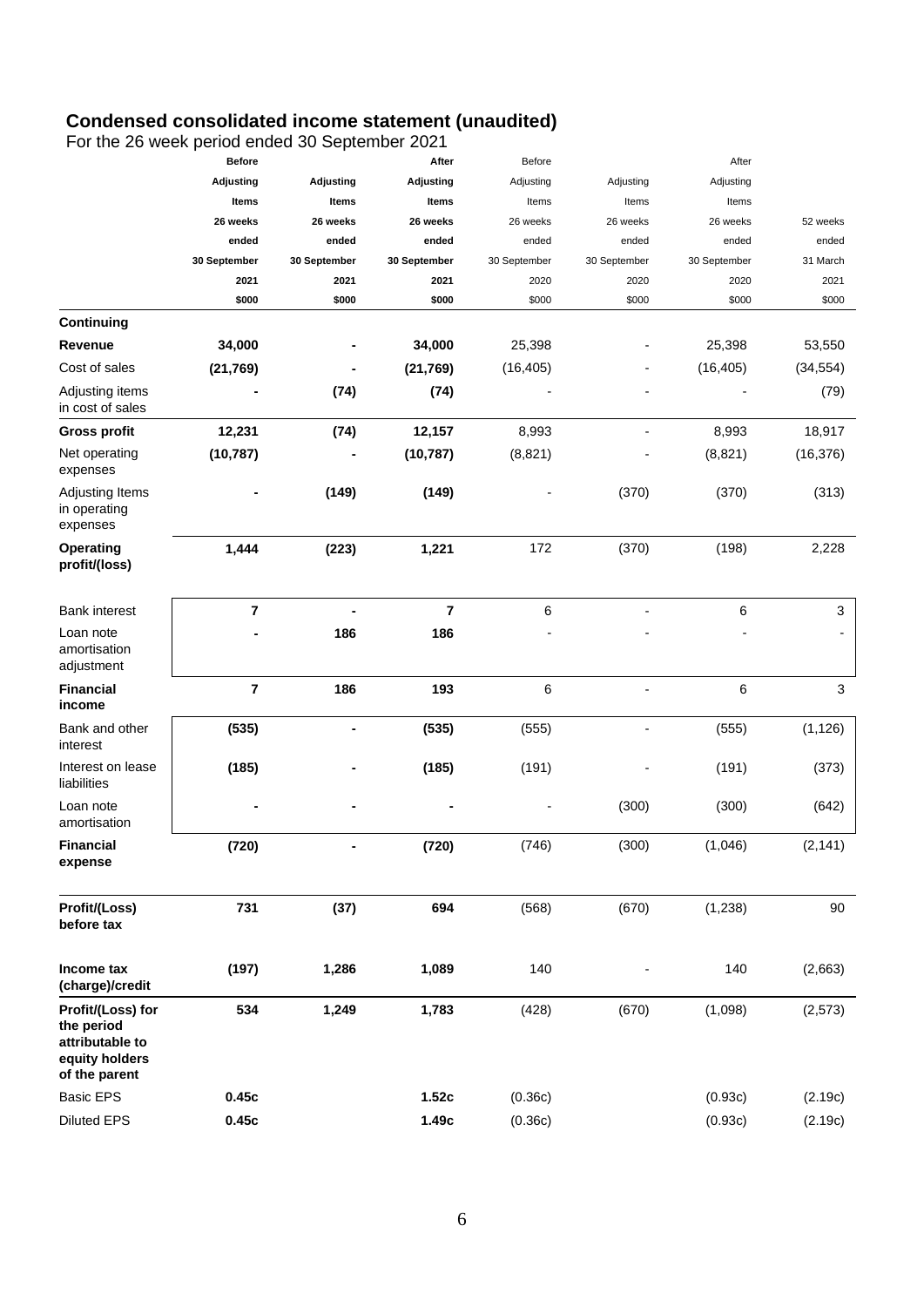## Condensed consolidated income statement (unaudited)

For the 26 week period ended 30 September 2021

| | **Before Adjusting Items 26 weeks ended 30 September 2021 $000** | **Adjusting Items 26 weeks ended 30 September 2021 $000** | **After Adjusting Items 26 weeks ended 30 September 2021 $000** | Before Adjusting Items 26 weeks ended 30 September 2020 $000 | Adjusting Items 26 weeks ended 30 September 2020 $000 | After Adjusting Items 26 weeks ended 30 September 2020 $000 | 52 weeks ended 31 March 2021 $000 |
|---|---|---|---|---|---|---|---|
| **Continuing** | | | | | | | |
| **Revenue** | **34,000** | **-** | **34,000** | 25,398 | - | 25,398 | 53,550 |
| Cost of sales | **(21,769)** | **-** | **(21,769)** | (16,405) | - | (16,405) | (34,554) |
| Adjusting items in cost of sales | **-** | **(74)** | **(74)** | - | - | - | (79) |
| **Gross profit** | **12,231** | **(74)** | **12,157** | 8,993 | - | 8,993 | 18,917 |
| Net operating expenses | **(10,787)** | **-** | **(10,787)** | (8,821) | - | (8,821) | (16,376) |
| Adjusting Items in operating expenses | **-** | **(149)** | **(149)** | - | (370) | (370) | (313) |
| **Operating profit/(loss)** | **1,444** | **(223)** | **1,221** | 172 | (370) | (198) | 2,228 |
| Bank interest | **7** | **-** | **7** | 6 | - | 6 | 3 |
| Loan note amortisation adjustment | **-** | **186** | **186** | - | - | - | - |
| **Financial income** | **7** | **186** | **193** | 6 | - | 6 | 3 |
| Bank and other interest | **(535)** | **-** | **(535)** | (555) | - | (555) | (1,126) |
| Interest on lease liabilities | **(185)** | **-** | **(185)** | (191) | - | (191) | (373) |
| Loan note amortisation | **-** | **-** | **-** | - | (300) | (300) | (642) |
| **Financial expense** | **(720)** | **-** | **(720)** | (746) | (300) | (1,046) | (2,141) |
| **Profit/(Loss) before tax** | **731** | **(37)** | **694** | (568) | (670) | (1,238) | 90 |
| **Income tax (charge)/credit** | **(197)** | **1,286** | **1,089** | 140 | - | 140 | (2,663) |
| **Profit/(Loss) for the period attributable to equity holders of the parent** | **534** | **1,249** | **1,783** | (428) | (670) | (1,098) | (2,573) |
| Basic EPS | **0.45c** | | **1.52c** | (0.36c) | | (0.93c) | (2.19c) |
| Diluted EPS | **0.45c** | | **1.49c** | (0.36c) | | (0.93c) | (2.19c) |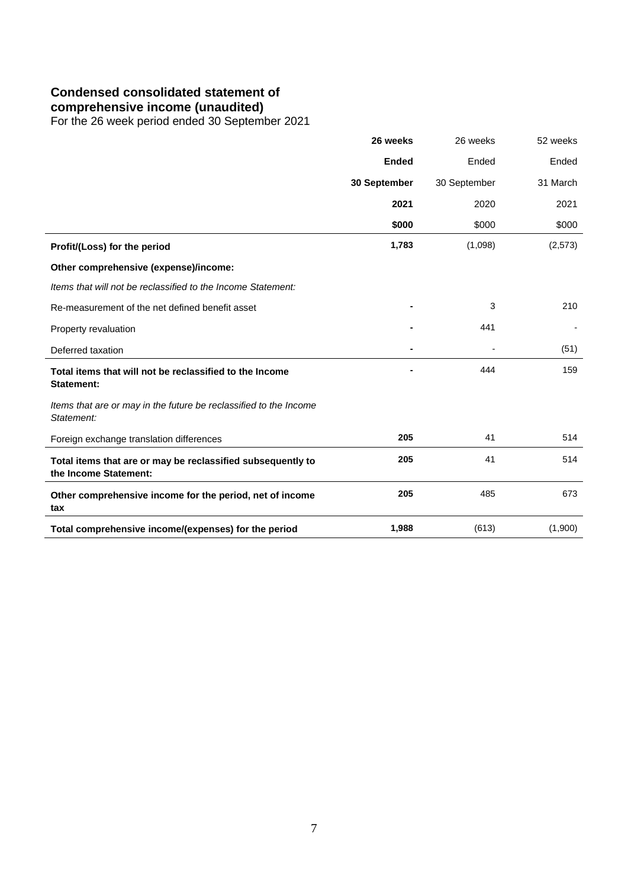# Condensed consolidated statement of comprehensive income (unaudited)

For the 26 week period ended 30 September 2021

| | **26 weeks Ended 30 September 2021 $000** | 26 weeks Ended 30 September 2020 $000 | 52 weeks Ended 31 March 2021 $000 |
|---|---|---|---|
| **Profit/(Loss) for the period** | **1,783** | (1,098) | (2,573) |
| **Other comprehensive (expense)/income:** | | | |
| *Items that will not be reclassified to the Income Statement:* | | | |
| Re-measurement of the net defined benefit asset | **-** | 3 | 210 |
| Property revaluation | **-** | 441 | - |
| Deferred taxation | **-** | - | (51) |
| **Total items that will not be reclassified to the Income Statement:** | **-** | 444 | 159 |
| *Items that are or may in the future be reclassified to the Income Statement:* | | | |
| Foreign exchange translation differences | **205** | 41 | 514 |
| **Total items that are or may be reclassified subsequently to the Income Statement:** | **205** | 41 | 514 |
| **Other comprehensive income for the period, net of income tax** | **205** | 485 | 673 |
| **Total comprehensive income/(expenses) for the period** | **1,988** | (613) | (1,900) |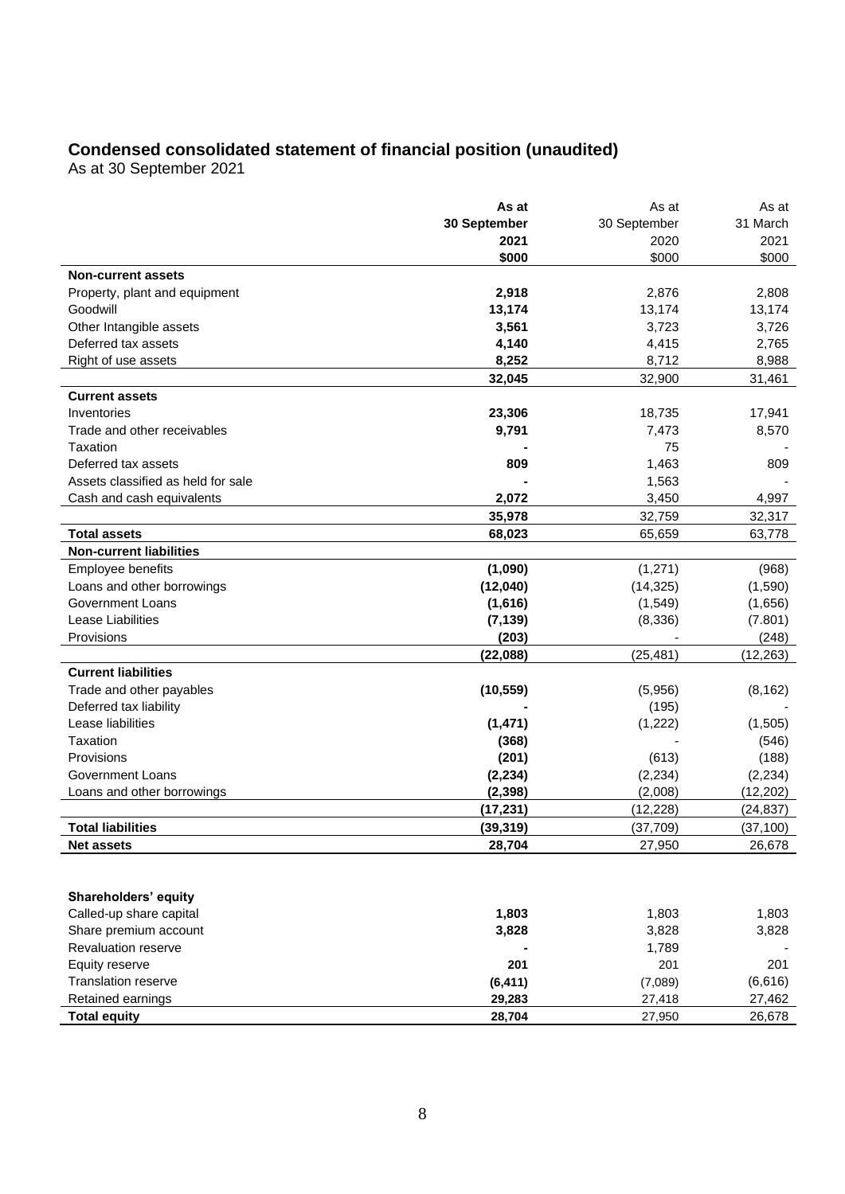## Condensed consolidated statement of financial position (unaudited)

As at 30 September 2021

| | **As at 30 September 2021 $000** | As at 30 September 2020 $000 | As at 31 March 2021 $000 |
|---|---|---|---|
| **Non-current assets** | | | |
| Property, plant and equipment | **2,918** | 2,876 | 2,808 |
| Goodwill | **13,174** | 13,174 | 13,174 |
| Other Intangible assets | **3,561** | 3,723 | 3,726 |
| Deferred tax assets | **4,140** | 4,415 | 2,765 |
| Right of use assets | **8,252** | 8,712 | 8,988 |
| | **32,045** | 32,900 | 31,461 |
| **Current assets** | | | |
| Inventories | **23,306** | 18,735 | 17,941 |
| Trade and other receivables | **9,791** | 7,473 | 8,570 |
| Taxation | **-** | 75 | - |
| Deferred tax assets | **809** | 1,463 | 809 |
| Assets classified as held for sale | **-** | 1,563 | - |
| Cash and cash equivalents | **2,072** | 3,450 | 4,997 |
| | **35,978** | 32,759 | 32,317 |
| **Total assets** | **68,023** | 65,659 | 63,778 |
| **Non-current liabilities** | | | |
| Employee benefits | **(1,090)** | (1,271) | (968) |
| Loans and other borrowings | **(12,040)** | (14,325) | (1,590) |
| Government Loans | **(1,616)** | (1,549) | (1,656) |
| Lease Liabilities | **(7,139)** | (8,336) | (7.801) |
| Provisions | **(203)** | - | (248) |
| | **(22,088)** | (25,481) | (12,263) |
| **Current liabilities** | | | |
| Trade and other payables | **(10,559)** | (5,956) | (8,162) |
| Deferred tax liability | **-** | (195) | - |
| Lease liabilities | **(1,471)** | (1,222) | (1,505) |
| Taxation | **(368)** | - | (546) |
| Provisions | **(201)** | (613) | (188) |
| Government Loans | **(2,234)** | (2,234) | (2,234) |
| Loans and other borrowings | **(2,398)** | (2,008) | (12,202) |
| | **(17,231)** | (12,228) | (24,837) |
| **Total liabilities** | **(39,319)** | (37,709) | (37,100) |
| **Net assets** | **28,704** | 27,950 | 26,678 |
| | | | |
| **Shareholders' equity** | | | |
| Called-up share capital | **1,803** | 1,803 | 1,803 |
| Share premium account | **3,828** | 3,828 | 3,828 |
| Revaluation reserve | **-** | 1,789 | - |
| Equity reserve | **201** | 201 | 201 |
| Translation reserve | **(6,411)** | (7,089) | (6,616) |
| Retained earnings | **29,283** | 27,418 | 27,462 |
| **Total equity** | **28,704** | 27,950 | 26,678 |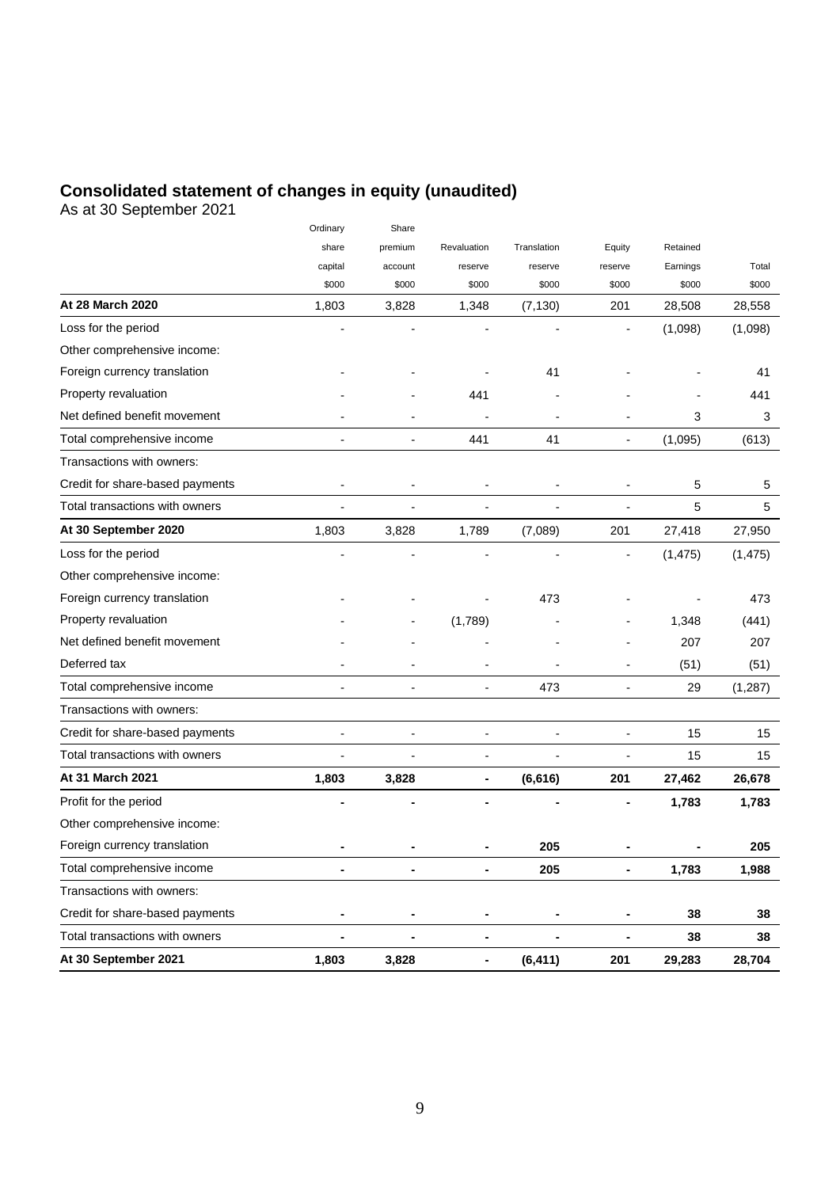# Consolidated statement of changes in equity (unaudited)

As at 30 September 2021

| | Ordinary share capital | Share premium account | Revaluation reserve | Translation reserve | Equity reserve | Retained Earnings | Total |
|---|---|---|---|---|---|---|---|
| | $000 | $000 | $000 | $000 | $000 | $000 | $000 |
| **At 28 March 2020** | 1,803 | 3,828 | 1,348 | (7,130) | 201 | 28,508 | 28,558 |
| Loss for the period | - | - | - | - | - | (1,098) | (1,098) |
| Other comprehensive income: | | | | | | | |
| Foreign currency translation | - | - | - | 41 | - | - | 41 |
| Property revaluation | - | - | 441 | - | - | - | 441 |
| Net defined benefit movement | - | - | - | - | - | 3 | 3 |
| Total comprehensive income | - | - | 441 | 41 | - | (1,095) | (613) |
| Transactions with owners: | | | | | | | |
| Credit for share-based payments | - | - | - | - | - | 5 | 5 |
| Total transactions with owners | - | - | - | - | - | 5 | 5 |
| **At 30 September 2020** | 1,803 | 3,828 | 1,789 | (7,089) | 201 | 27,418 | 27,950 |
| Loss for the period | - | - | - | - | - | (1,475) | (1,475) |
| Other comprehensive income: | | | | | | | |
| Foreign currency translation | - | - | - | 473 | - | - | 473 |
| Property revaluation | - | - | (1,789) | - | - | 1,348 | (441) |
| Net defined benefit movement | - | - | - | - | - | 207 | 207 |
| Deferred tax | - | - | - | - | - | (51) | (51) |
| Total comprehensive income | - | - | - | 473 | - | 29 | (1,287) |
| Transactions with owners: | | | | | | | |
| Credit for share-based payments | - | - | - | - | - | 15 | 15 |
| Total transactions with owners | - | - | - | - | - | 15 | 15 |
| **At 31 March 2021** | **1,803** | **3,828** | **-** | **(6,616)** | **201** | **27,462** | **26,678** |
| Profit for the period | **-** | **-** | **-** | **-** | **-** | **1,783** | **1,783** |
| Other comprehensive income: | | | | | | | |
| Foreign currency translation | **-** | **-** | **-** | **205** | **-** | **-** | **205** |
| Total comprehensive income | **-** | **-** | **-** | **205** | **-** | **1,783** | **1,988** |
| Transactions with owners: | | | | | | | |
| Credit for share-based payments | **-** | **-** | **-** | **-** | **-** | **38** | **38** |
| Total transactions with owners | **-** | **-** | **-** | **-** | **-** | **38** | **38** |
| **At 30 September 2021** | **1,803** | **3,828** | **-** | **(6,411)** | **201** | **29,283** | **28,704** |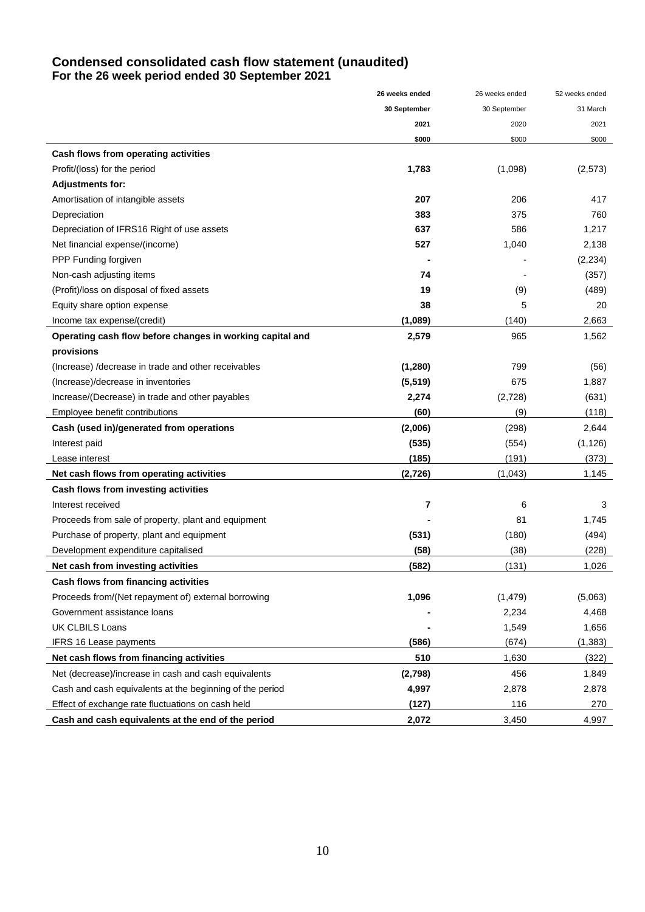## Condensed consolidated cash flow statement (unaudited)
### For the 26 week period ended 30 September 2021

| | 26 weeks ended 30 September 2021 $000 | 26 weeks ended 30 September 2020 $000 | 52 weeks ended 31 March 2021 $000 |
|---|---|---|---|
| **Cash flows from operating activities** | | | |
| Profit/(loss) for the period | **1,783** | (1,098) | (2,573) |
| **Adjustments for:** | | | |
| Amortisation of intangible assets | **207** | 206 | 417 |
| Depreciation | **383** | 375 | 760 |
| Depreciation of IFRS16 Right of use assets | **637** | 586 | 1,217 |
| Net financial expense/(income) | **527** | 1,040 | 2,138 |
| PPP Funding forgiven | **-** | - | (2,234) |
| Non-cash adjusting items | **74** | - | (357) |
| (Profit)/loss on disposal of fixed assets | **19** | (9) | (489) |
| Equity share option expense | **38** | 5 | 20 |
| Income tax expense/(credit) | **(1,089)** | (140) | 2,663 |
| **Operating cash flow before changes in working capital and provisions** | **2,579** | 965 | 1,562 |
| (Increase) /decrease in trade and other receivables | **(1,280)** | 799 | (56) |
| (Increase)/decrease in inventories | **(5,519)** | 675 | 1,887 |
| Increase/(Decrease) in trade and other payables | **2,274** | (2,728) | (631) |
| Employee benefit contributions | **(60)** | (9) | (118) |
| **Cash (used in)/generated from operations** | **(2,006)** | (298) | 2,644 |
| Interest paid | **(535)** | (554) | (1,126) |
| Lease interest | **(185)** | (191) | (373) |
| **Net cash flows from operating activities** | **(2,726)** | (1,043) | 1,145 |
| **Cash flows from investing activities** | | | |
| Interest received | **7** | 6 | 3 |
| Proceeds from sale of property, plant and equipment | **-** | 81 | 1,745 |
| Purchase of property, plant and equipment | **(531)** | (180) | (494) |
| Development expenditure capitalised | **(58)** | (38) | (228) |
| **Net cash from investing activities** | **(582)** | (131) | 1,026 |
| **Cash flows from financing activities** | | | |
| Proceeds from/(Net repayment of) external borrowing | **1,096** | (1,479) | (5,063) |
| Government assistance loans | **-** | 2,234 | 4,468 |
| UK CLBILS Loans | **-** | 1,549 | 1,656 |
| IFRS 16 Lease payments | **(586)** | (674) | (1,383) |
| **Net cash flows from financing activities** | **510** | 1,630 | (322) |
| Net (decrease)/increase in cash and cash equivalents | **(2,798)** | 456 | 1,849 |
| Cash and cash equivalents at the beginning of the period | **4,997** | 2,878 | 2,878 |
| Effect of exchange rate fluctuations on cash held | **(127)** | 116 | 270 |
| **Cash and cash equivalents at the end of the period** | **2,072** | 3,450 | 4,997 |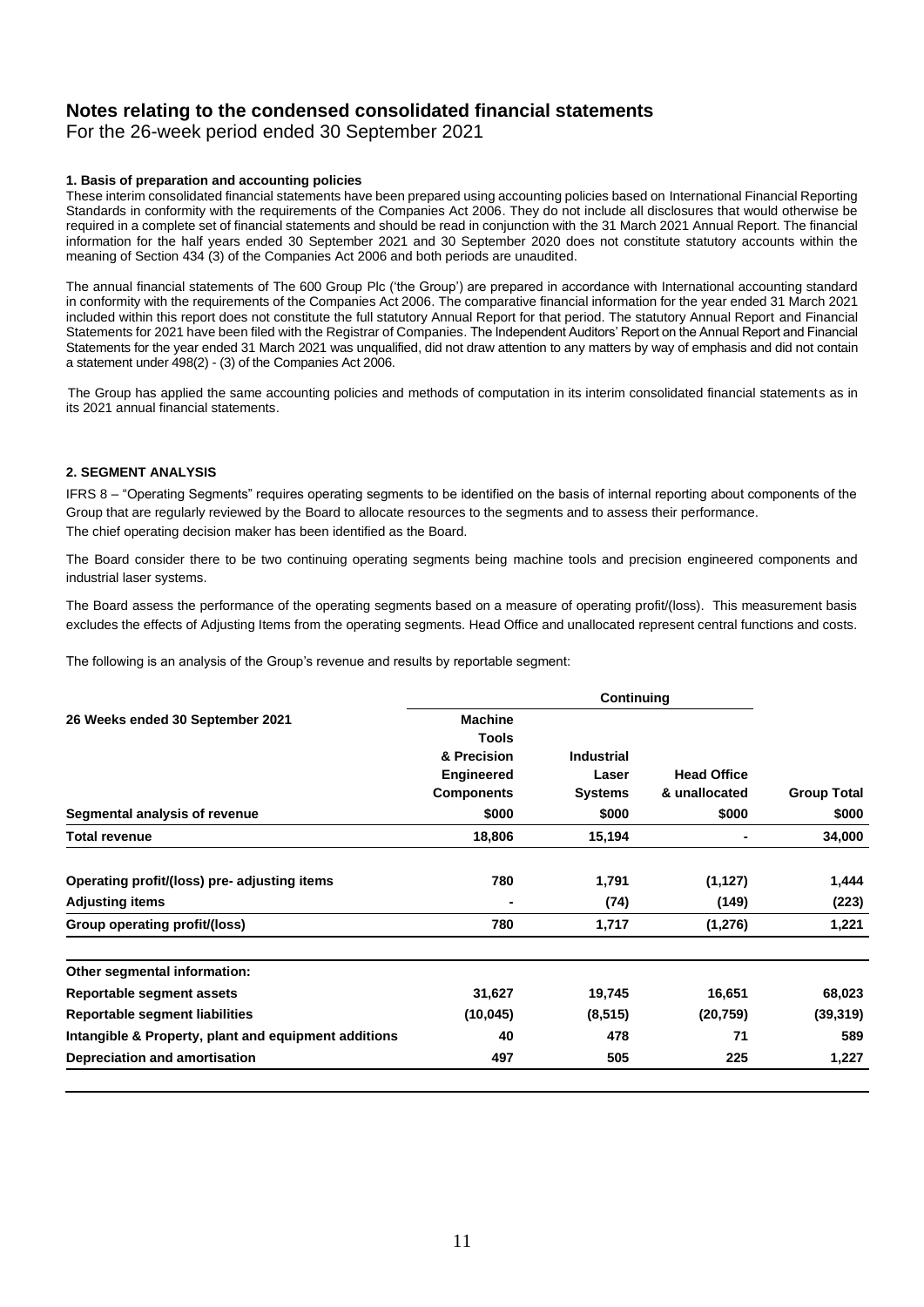# Notes relating to the condensed consolidated financial statements

For the 26-week period ended 30 September 2021

### 1. Basis of preparation and accounting policies

These interim consolidated financial statements have been prepared using accounting policies based on International Financial Reporting Standards in conformity with the requirements of the Companies Act 2006. They do not include all disclosures that would otherwise be required in a complete set of financial statements and should be read in conjunction with the 31 March 2021 Annual Report. The financial information for the half years ended 30 September 2021 and 30 September 2020 does not constitute statutory accounts within the meaning of Section 434 (3) of the Companies Act 2006 and both periods are unaudited.

The annual financial statements of The 600 Group Plc ('the Group') are prepared in accordance with International accounting standard in conformity with the requirements of the Companies Act 2006. The comparative financial information for the year ended 31 March 2021 included within this report does not constitute the full statutory Annual Report for that period. The statutory Annual Report and Financial Statements for 2021 have been filed with the Registrar of Companies. The Independent Auditors' Report on the Annual Report and Financial Statements for the year ended 31 March 2021 was unqualified, did not draw attention to any matters by way of emphasis and did not contain a statement under 498(2) - (3) of the Companies Act 2006.

The Group has applied the same accounting policies and methods of computation in its interim consolidated financial statements as in its 2021 annual financial statements.

### 2. SEGMENT ANALYSIS

IFRS 8 – "Operating Segments" requires operating segments to be identified on the basis of internal reporting about components of the Group that are regularly reviewed by the Board to allocate resources to the segments and to assess their performance.
The chief operating decision maker has been identified as the Board.

The Board consider there to be two continuing operating segments being machine tools and precision engineered components and industrial laser systems.

The Board assess the performance of the operating segments based on a measure of operating profit/(loss). This measurement basis excludes the effects of Adjusting Items from the operating segments. Head Office and unallocated represent central functions and costs.

The following is an analysis of the Group's revenue and results by reportable segment:

| | Continuing | | | |
|---|---|---|---|---|
| **26 Weeks ended 30 September 2021** | **Machine Tools & Precision Engineered Components** | **Industrial Laser Systems** | **Head Office & unallocated** | **Group Total** |
| **Segmental analysis of revenue** | **\$000** | **\$000** | **\$000** | **\$000** |
| **Total revenue** | **18,806** | **15,194** | **-** | **34,000** |
| **Operating profit/(loss) pre- adjusting items** | **780** | **1,791** | **(1,127)** | **1,444** |
| **Adjusting items** | **-** | **(74)** | **(149)** | **(223)** |
| **Group operating profit/(loss)** | **780** | **1,717** | **(1,276)** | **1,221** |
| **Other segmental information:** | | | | |
| **Reportable segment assets** | **31,627** | **19,745** | **16,651** | **68,023** |
| **Reportable segment liabilities** | **(10,045)** | **(8,515)** | **(20,759)** | **(39,319)** |
| **Intangible & Property, plant and equipment additions** | **40** | **478** | **71** | **589** |
| **Depreciation and amortisation** | **497** | **505** | **225** | **1,227** |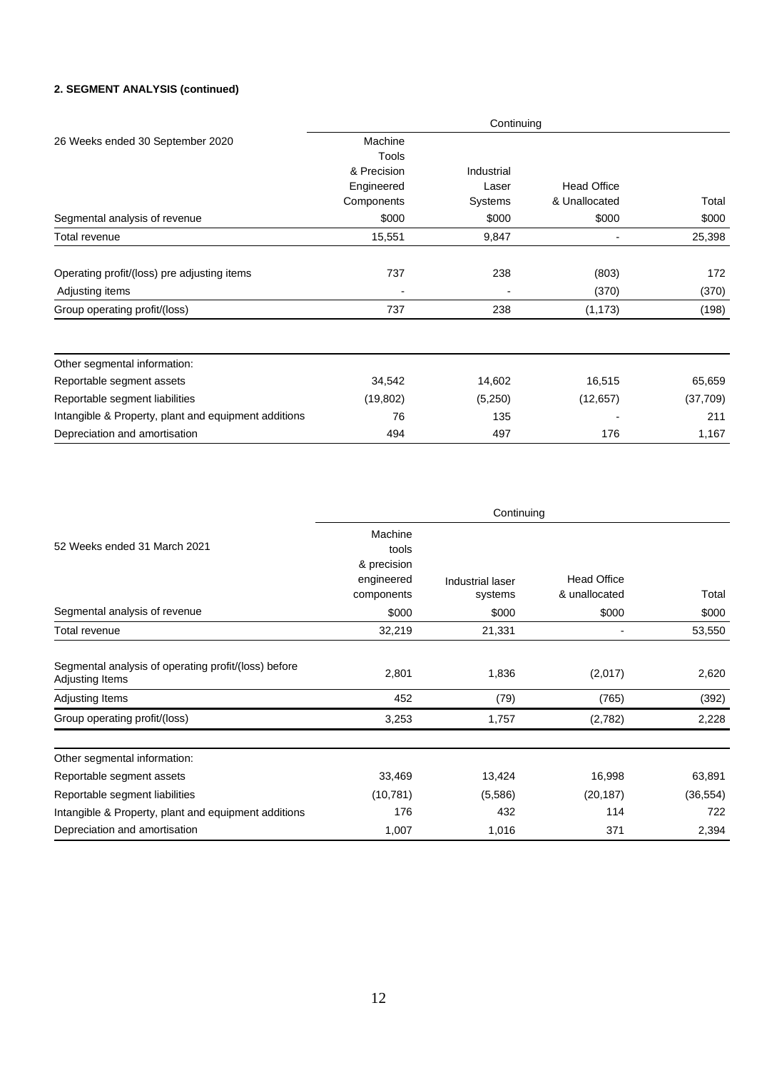**2. SEGMENT ANALYSIS (continued)**

| 26 Weeks ended 30 September 2020 | Continuing | | | |
|---|---|---|---|---|
| | Machine Tools & Precision Engineered Components | Industrial Laser Systems | Head Office & Unallocated | Total |
| Segmental analysis of revenue | $000 | $000 | $000 | $000 |
| Total revenue | 15,551 | 9,847 | - | 25,398 |
| Operating profit/(loss) pre adjusting items | 737 | 238 | (803) | 172 |
| Adjusting items | - | - | (370) | (370) |
| Group operating profit/(loss) | 737 | 238 | (1,173) | (198) |
| Other segmental information: | | | | |
| Reportable segment assets | 34,542 | 14,602 | 16,515 | 65,659 |
| Reportable segment liabilities | (19,802) | (5,250) | (12,657) | (37,709) |
| Intangible & Property, plant and equipment additions | 76 | 135 | - | 211 |
| Depreciation and amortisation | 494 | 497 | 176 | 1,167 |

| 52 Weeks ended 31 March 2021 | Continuing | | | |
|---|---|---|---|---|
| | Machine tools & precision engineered components | Industrial laser systems | Head Office & unallocated | Total |
| Segmental analysis of revenue | $000 | $000 | $000 | $000 |
| Total revenue | 32,219 | 21,331 | - | 53,550 |
| Segmental analysis of operating profit/(loss) before Adjusting Items | 2,801 | 1,836 | (2,017) | 2,620 |
| Adjusting Items | 452 | (79) | (765) | (392) |
| Group operating profit/(loss) | 3,253 | 1,757 | (2,782) | 2,228 |
| Other segmental information: | | | | |
| Reportable segment assets | 33,469 | 13,424 | 16,998 | 63,891 |
| Reportable segment liabilities | (10,781) | (5,586) | (20,187) | (36,554) |
| Intangible & Property, plant and equipment additions | 176 | 432 | 114 | 722 |
| Depreciation and amortisation | 1,007 | 1,016 | 371 | 2,394 |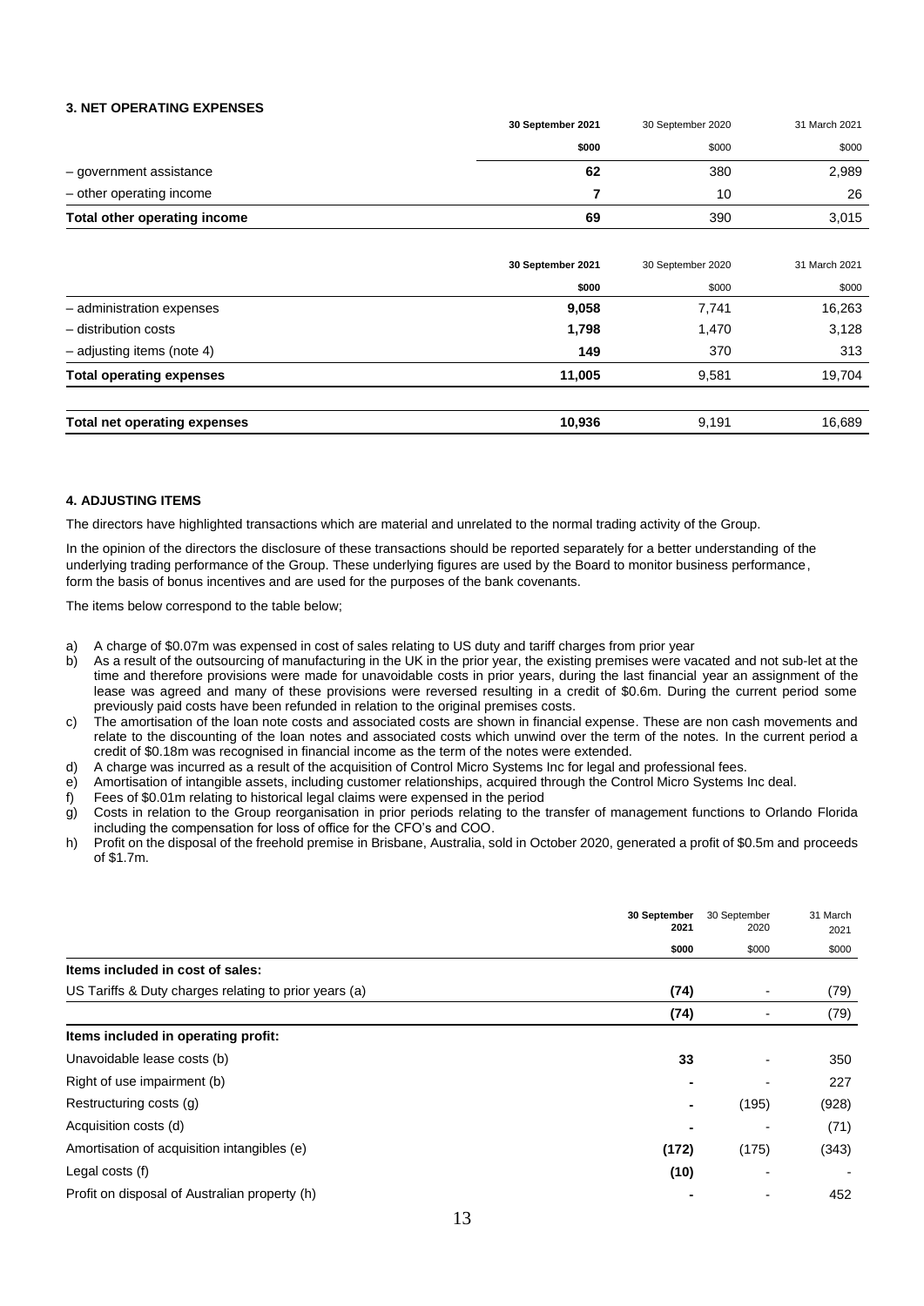### 3. NET OPERATING EXPENSES

| | 30 September 2021 | 30 September 2020 | 31 March 2021 |
|---|---|---|---|
| | $000 | $000 | $000 |
| – government assistance | 62 | 380 | 2,989 |
| – other operating income | 7 | 10 | 26 |
| **Total other operating income** | 69 | 390 | 3,015 |

| | 30 September 2021 | 30 September 2020 | 31 March 2021 |
|---|---|---|---|
| | $000 | $000 | $000 |
| – administration expenses | 9,058 | 7,741 | 16,263 |
| – distribution costs | 1,798 | 1,470 | 3,128 |
| – adjusting items (note 4) | 149 | 370 | 313 |
| **Total operating expenses** | 11,005 | 9,581 | 19,704 |
| | | | |
| **Total net operating expenses** | 10,936 | 9,191 | 16,689 |

### 4. ADJUSTING ITEMS

The directors have highlighted transactions which are material and unrelated to the normal trading activity of the Group.

In the opinion of the directors the disclosure of these transactions should be reported separately for a better understanding of the underlying trading performance of the Group. These underlying figures are used by the Board to monitor business performance, form the basis of bonus incentives and are used for the purposes of the bank covenants.

The items below correspond to the table below;

a) A charge of $0.07m was expensed in cost of sales relating to US duty and tariff charges from prior year
b) As a result of the outsourcing of manufacturing in the UK in the prior year, the existing premises were vacated and not sub-let at the time and therefore provisions were made for unavoidable costs in prior years, during the last financial year an assignment of the lease was agreed and many of these provisions were reversed resulting in a credit of $0.6m. During the current period some previously paid costs have been refunded in relation to the original premises costs.
c) The amortisation of the loan note costs and associated costs are shown in financial expense. These are non cash movements and relate to the discounting of the loan notes and associated costs which unwind over the term of the notes. In the current period a credit of $0.18m was recognised in financial income as the term of the notes were extended.
d) A charge was incurred as a result of the acquisition of Control Micro Systems Inc for legal and professional fees.
e) Amortisation of intangible assets, including customer relationships, acquired through the Control Micro Systems Inc deal.
f) Fees of $0.01m relating to historical legal claims were expensed in the period
g) Costs in relation to the Group reorganisation in prior periods relating to the transfer of management functions to Orlando Florida including the compensation for loss of office for the CFO's and COO.
h) Profit on the disposal of the freehold premise in Brisbane, Australia, sold in October 2020, generated a profit of $0.5m and proceeds of $1.7m.

| | 30 September 2021 | 30 September 2020 | 31 March 2021 |
|---|---|---|---|
| | $000 | $000 | $000 |
| **Items included in cost of sales:** | | | |
| US Tariffs & Duty charges relating to prior years (a) | (74) | - | (79) |
| | (74) | - | (79) |
| **Items included in operating profit:** | | | |
| Unavoidable lease costs (b) | 33 | - | 350 |
| Right of use impairment (b) | - | - | 227 |
| Restructuring costs (g) | - | (195) | (928) |
| Acquisition costs (d) | - | - | (71) |
| Amortisation of acquisition intangibles (e) | (172) | (175) | (343) |
| Legal costs (f) | (10) | - | - |
| Profit on disposal of Australian property (h) | - | - | 452 |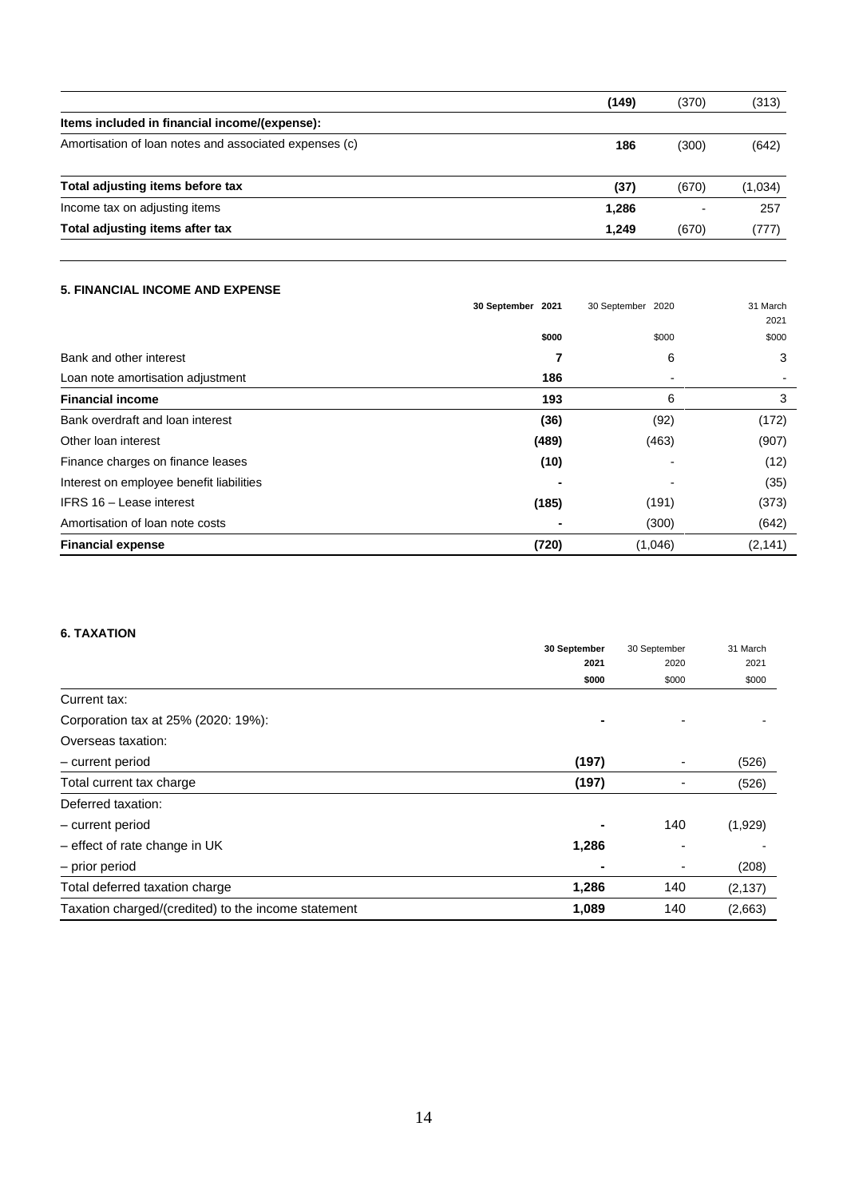| | | | |
|---|---|---|---|
| | **(149)** | (370) | (313) |
| **Items included in financial income/(expense):** | | | |
| Amortisation of loan notes and associated expenses (c) | **186** | (300) | (642) |
| **Total adjusting items before tax** | **(37)** | (670) | (1,034) |
| Income tax on adjusting items | **1,286** | - | 257 |
| **Total adjusting items after tax** | **1,249** | (670) | (777) |

### 5. FINANCIAL INCOME AND EXPENSE

| | **30 September 2021** | 30 September 2020 | 31 March 2021 |
|---|---|---|---|
| | **$000** | $000 | $000 |
| Bank and other interest | **7** | 6 | 3 |
| Loan note amortisation adjustment | **186** | - | - |
| **Financial income** | **193** | 6 | 3 |
| Bank overdraft and loan interest | **(36)** | (92) | (172) |
| Other loan interest | **(489)** | (463) | (907) |
| Finance charges on finance leases | **(10)** | - | (12) |
| Interest on employee benefit liabilities | **-** | - | (35) |
| IFRS 16 – Lease interest | **(185)** | (191) | (373) |
| Amortisation of loan note costs | **-** | (300) | (642) |
| **Financial expense** | **(720)** | (1,046) | (2,141) |

### 6. TAXATION

| | **30 September 2021** | 30 September 2020 | 31 March 2021 |
|---|---|---|---|
| | **$000** | $000 | $000 |
| Current tax: | | | |
| Corporation tax at 25% (2020: 19%): | **-** | - | - |
| Overseas taxation: | | | |
| – current period | **(197)** | - | (526) |
| Total current tax charge | **(197)** | - | (526) |
| Deferred taxation: | | | |
| – current period | **-** | 140 | (1,929) |
| – effect of rate change in UK | **1,286** | - | - |
| – prior period | **-** | - | (208) |
| Total deferred taxation charge | **1,286** | 140 | (2,137) |
| Taxation charged/(credited) to the income statement | **1,089** | 140 | (2,663) |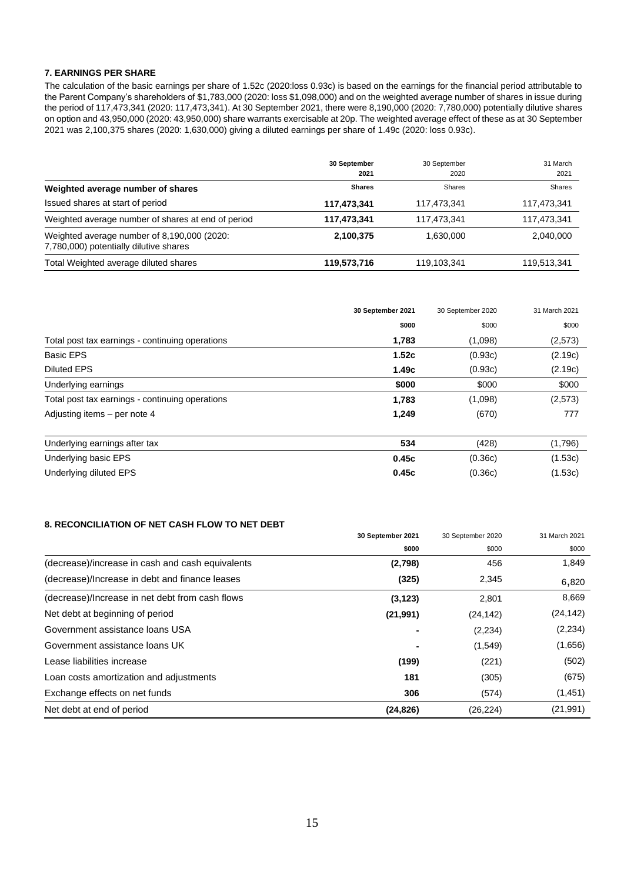### 7. EARNINGS PER SHARE

The calculation of the basic earnings per share of 1.52c (2020:loss 0.93c) is based on the earnings for the financial period attributable to the Parent Company's shareholders of $1,783,000 (2020: loss $1,098,000) and on the weighted average number of shares in issue during the period of 117,473,341 (2020: 117,473,341). At 30 September 2021, there were 8,190,000 (2020: 7,780,000) potentially dilutive shares on option and 43,950,000 (2020: 43,950,000) share warrants exercisable at 20p. The weighted average effect of these as at 30 September 2021 was 2,100,375 shares (2020: 1,630,000) giving a diluted earnings per share of 1.49c (2020: loss 0.93c).

| | **30 September 2021** | 30 September 2020 | 31 March 2021 |
|---|---|---|---|
| **Weighted average number of shares** | **Shares** | Shares | Shares |
| Issued shares at start of period | **117,473,341** | 117,473,341 | 117,473,341 |
| Weighted average number of shares at end of period | **117,473,341** | 117,473,341 | 117,473,341 |
| Weighted average number of 8,190,000 (2020: 7,780,000) potentially dilutive shares | **2,100,375** | 1,630,000 | 2,040,000 |
| Total Weighted average diluted shares | **119,573,716** | 119,103,341 | 119,513,341 |

| | **30 September 2021** | 30 September 2020 | 31 March 2021 |
|---|---|---|---|
| | **$000** | $000 | $000 |
| Total post tax earnings - continuing operations | **1,783** | (1,098) | (2,573) |
| Basic EPS | **1.52c** | (0.93c) | (2.19c) |
| Diluted EPS | **1.49c** | (0.93c) | (2.19c) |
| Underlying earnings | **$000** | $000 | $000 |
| Total post tax earnings - continuing operations | **1,783** | (1,098) | (2,573) |
| Adjusting items – per note 4 | **1,249** | (670) | 777 |
| Underlying earnings after tax | **534** | (428) | (1,796) |
| Underlying basic EPS | **0.45c** | (0.36c) | (1.53c) |
| Underlying diluted EPS | **0.45c** | (0.36c) | (1.53c) |

### 8. RECONCILIATION OF NET CASH FLOW TO NET DEBT

| | **30 September 2021** | 30 September 2020 | 31 March 2021 |
|---|---|---|---|
| | **$000** | $000 | $000 |
| (decrease)/increase in cash and cash equivalents | **(2,798)** | 456 | 1,849 |
| (decrease)/Increase in debt and finance leases | **(325)** | 2,345 | 6,820 |
| (decrease)/Increase in net debt from cash flows | **(3,123)** | 2,801 | 8,669 |
| Net debt at beginning of period | **(21,991)** | (24,142) | (24,142) |
| Government assistance loans USA | **-** | (2,234) | (2,234) |
| Government assistance loans UK | **-** | (1,549) | (1,656) |
| Lease liabilities increase | **(199)** | (221) | (502) |
| Loan costs amortization and adjustments | **181** | (305) | (675) |
| Exchange effects on net funds | **306** | (574) | (1,451) |
| Net debt at end of period | **(24,826)** | (26,224) | (21,991) |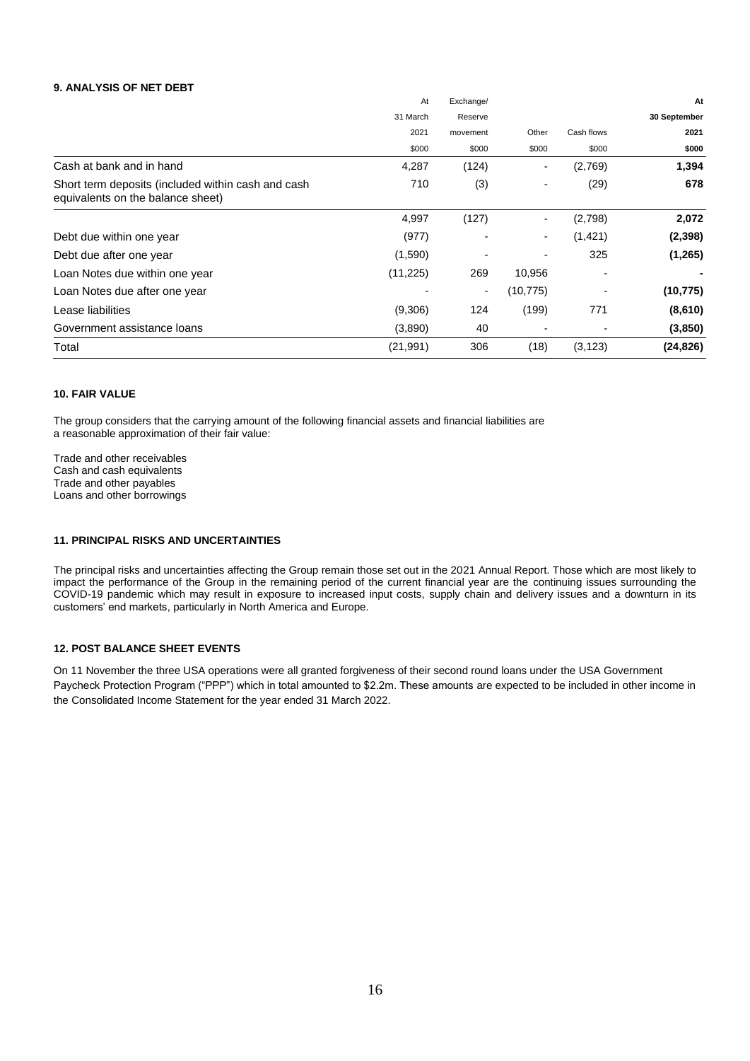**9. ANALYSIS OF NET DEBT**

| | At 31 March 2021 $000 | Exchange/ Reserve movement $000 | Other $000 | Cash flows $000 | At 30 September 2021 $000 |
|---|---|---|---|---|---|
| Cash at bank and in hand | 4,287 | (124) | - | (2,769) | **1,394** |
| Short term deposits (included within cash and cash equivalents on the balance sheet) | 710 | (3) | - | (29) | **678** |
| | 4,997 | (127) | - | (2,798) | **2,072** |
| Debt due within one year | (977) | - | - | (1,421) | **(2,398)** |
| Debt due after one year | (1,590) | - | - | 325 | **(1,265)** |
| Loan Notes due within one year | (11,225) | 269 | 10,956 | - | **-** |
| Loan Notes due after one year | - | - | (10,775) | - | **(10,775)** |
| Lease liabilities | (9,306) | 124 | (199) | 771 | **(8,610)** |
| Government assistance loans | (3,890) | 40 | - | - | **(3,850)** |
| Total | (21,991) | 306 | (18) | (3,123) | **(24,826)** |

**10. FAIR VALUE**

The group considers that the carrying amount of the following financial assets and financial liabilities are a reasonable approximation of their fair value:

Trade and other receivables
Cash and cash equivalents
Trade and other payables
Loans and other borrowings

**11. PRINCIPAL RISKS AND UNCERTAINTIES**

The principal risks and uncertainties affecting the Group remain those set out in the 2021 Annual Report. Those which are most likely to impact the performance of the Group in the remaining period of the current financial year are the continuing issues surrounding the COVID-19 pandemic which may result in exposure to increased input costs, supply chain and delivery issues and a downturn in its customers' end markets, particularly in North America and Europe.

**12. POST BALANCE SHEET EVENTS**

On 11 November the three USA operations were all granted forgiveness of their second round loans under the USA Government Paycheck Protection Program ("PPP") which in total amounted to $2.2m. These amounts are expected to be included in other income in the Consolidated Income Statement for the year ended 31 March 2022.